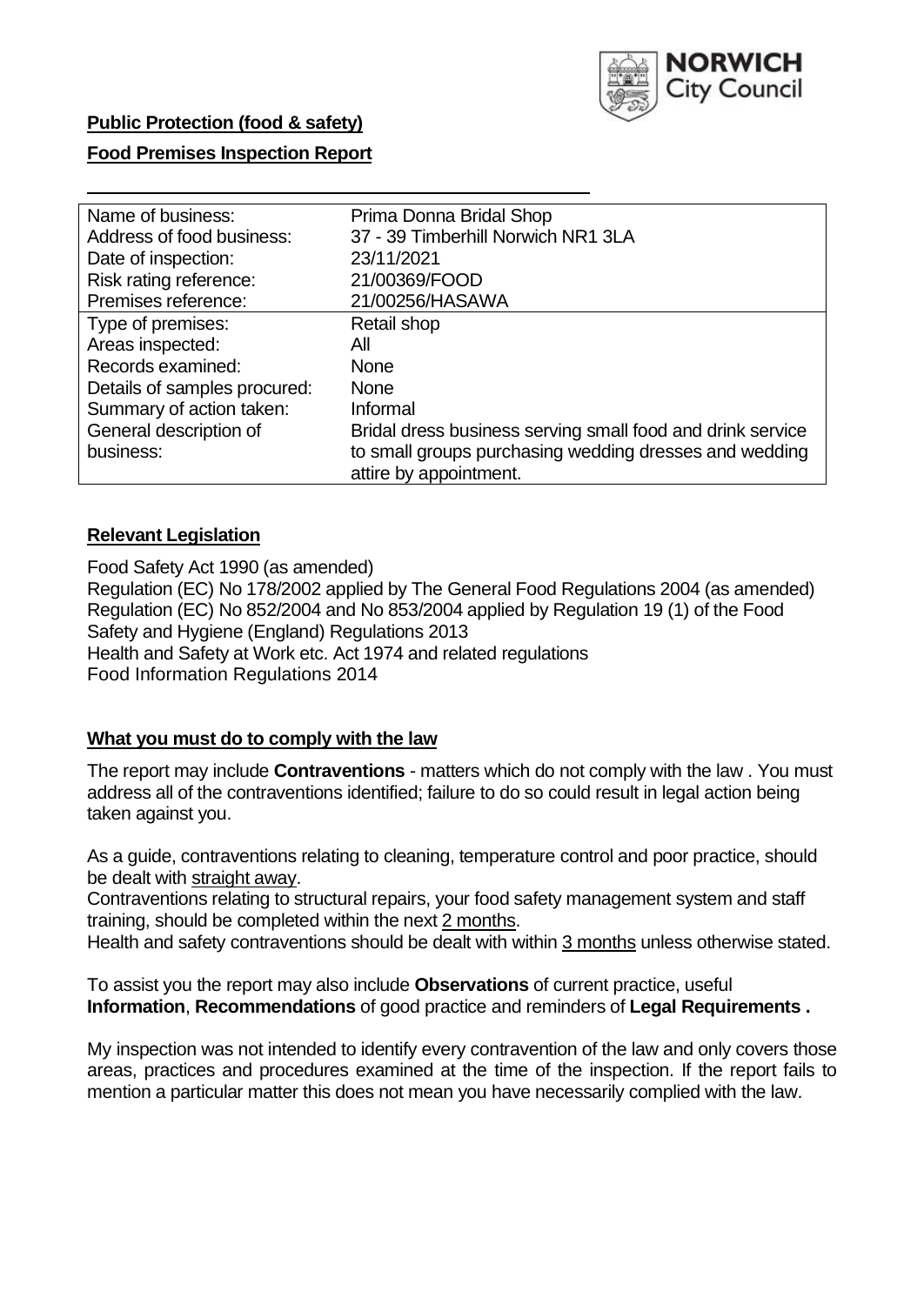**NORWICH City Council**

**Public Protection (food & safety)**

**Food Premises Inspection Report**

| Name of business: | Prima Donna Bridal Shop |
|---|---|
| Address of food business: | 37 - 39 Timberhill Norwich NR1 3LA |
| Date of inspection: | 23/11/2021 |
| Risk rating reference: | 21/00369/FOOD |
| Premises reference: | 21/00256/HASAWA |
| Type of premises: | Retail shop |
| Areas inspected: | All |
| Records examined: | None |
| Details of samples procured: | None |
| Summary of action taken: | Informal |
| General description of business: | Bridal dress business serving small food and drink service to small groups purchasing wedding dresses and wedding attire by appointment. |

## Relevant Legislation

Food Safety Act 1990 (as amended)
Regulation (EC) No 178/2002 applied by The General Food Regulations 2004 (as amended)
Regulation (EC) No 852/2004 and No 853/2004 applied by Regulation 19 (1) of the Food Safety and Hygiene (England) Regulations 2013
Health and Safety at Work etc. Act 1974 and related regulations
Food Information Regulations 2014

## What you must do to comply with the law

The report may include **Contraventions** - matters which do not comply with the law . You must address all of the contraventions identified; failure to do so could result in legal action being taken against you.

As a guide, contraventions relating to cleaning, temperature control and poor practice, should be dealt with straight away.
Contraventions relating to structural repairs, your food safety management system and staff training, should be completed within the next 2 months.
Health and safety contraventions should be dealt with within 3 months unless otherwise stated.

To assist you the report may also include **Observations** of current practice, useful **Information**, **Recommendations** of good practice and reminders of **Legal Requirements .**

My inspection was not intended to identify every contravention of the law and only covers those areas, practices and procedures examined at the time of the inspection. If the report fails to mention a particular matter this does not mean you have necessarily complied with the law.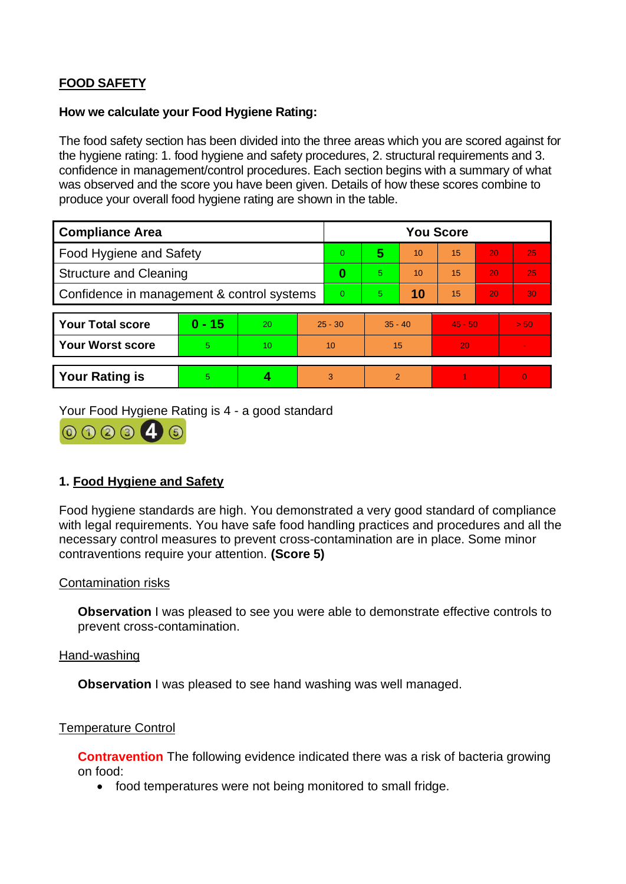**FOOD SAFETY**

**How we calculate your Food Hygiene Rating:**

The food safety section has been divided into the three areas which you are scored against for the hygiene rating: 1. food hygiene and safety procedures, 2. structural requirements and 3. confidence in management/control procedures. Each section begins with a summary of what was observed and the score you have been given. Details of how these scores combine to produce your overall food hygiene rating are shown in the table.

| Compliance Area | You Score | | | | | |
|---|---|---|---|---|---|---|
| Food Hygiene and Safety | 0 | **5** | 10 | 15 | 20 | 25 |
| Structure and Cleaning | **0** | 5 | 10 | 15 | 20 | 25 |
| Confidence in management & control systems | 0 | 5 | **10** | 15 | 20 | 30 |

| | | | | | | |
|---|---|---|---|---|---|---|
| **Your Total score** | **0 - 15** | 20 | 25 - 30 | 35 - 40 | 45 - 50 | > 50 |
| **Your Worst score** | 5 | 10 | 10 | 15 | 20 | - |

| | | | | | | |
|---|---|---|---|---|---|---|
| **Your Rating is** | 5 | **4** | 3 | 2 | 1 | 0 |

Your Food Hygiene Rating is 4 - a good standard

## 1. Food Hygiene and Safety

Food hygiene standards are high. You demonstrated a very good standard of compliance with legal requirements. You have safe food handling practices and procedures and all the necessary control measures to prevent cross-contamination are in place. Some minor contraventions require your attention. **(Score 5)**

Contamination risks

**Observation** I was pleased to see you were able to demonstrate effective controls to prevent cross-contamination.

Hand-washing

**Observation** I was pleased to see hand washing was well managed.

Temperature Control

**Contravention** The following evidence indicated there was a risk of bacteria growing on food:

- food temperatures were not being monitored to small fridge.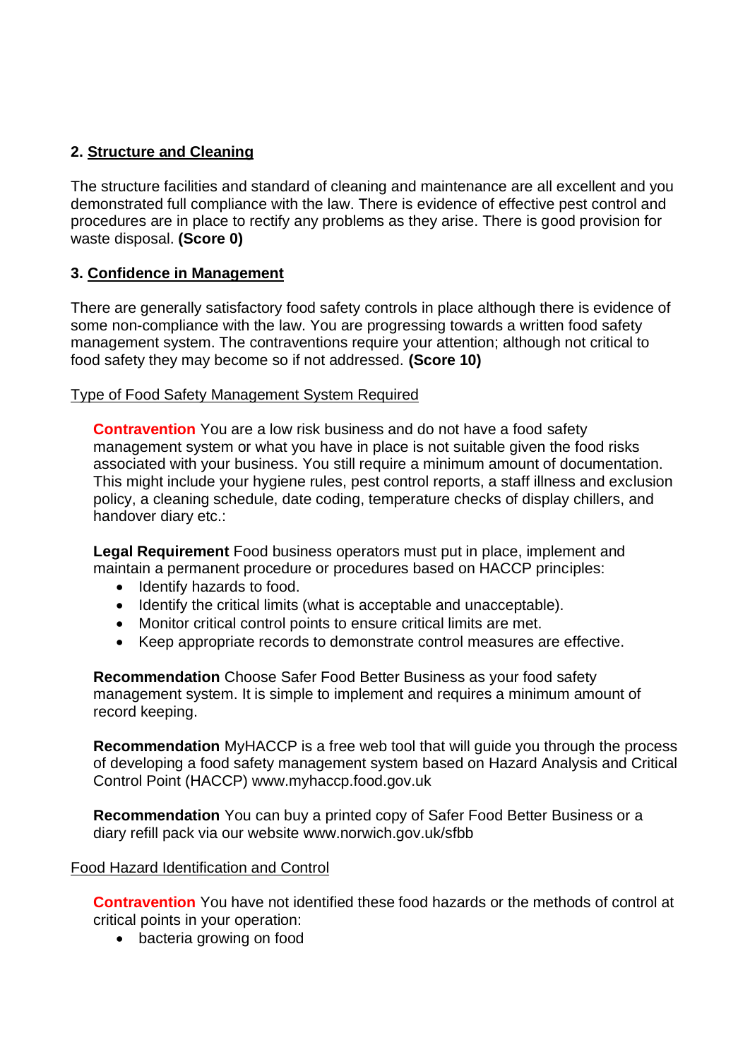## 2. Structure and Cleaning

The structure facilities and standard of cleaning and maintenance are all excellent and you demonstrated full compliance with the law. There is evidence of effective pest control and procedures are in place to rectify any problems as they arise. There is good provision for waste disposal. **(Score 0)**

## 3. Confidence in Management

There are generally satisfactory food safety controls in place although there is evidence of some non-compliance with the law. You are progressing towards a written food safety management system. The contraventions require your attention; although not critical to food safety they may become so if not addressed. **(Score 10)**

Type of Food Safety Management System Required

**Contravention** You are a low risk business and do not have a food safety management system or what you have in place is not suitable given the food risks associated with your business. You still require a minimum amount of documentation. This might include your hygiene rules, pest control reports, a staff illness and exclusion policy, a cleaning schedule, date coding, temperature checks of display chillers, and handover diary etc.:

**Legal Requirement** Food business operators must put in place, implement and maintain a permanent procedure or procedures based on HACCP principles:

- Identify hazards to food.
- Identify the critical limits (what is acceptable and unacceptable).
- Monitor critical control points to ensure critical limits are met.
- Keep appropriate records to demonstrate control measures are effective.

**Recommendation** Choose Safer Food Better Business as your food safety management system. It is simple to implement and requires a minimum amount of record keeping.

**Recommendation** MyHACCP is a free web tool that will guide you through the process of developing a food safety management system based on Hazard Analysis and Critical Control Point (HACCP) www.myhaccp.food.gov.uk

**Recommendation** You can buy a printed copy of Safer Food Better Business or a diary refill pack via our website www.norwich.gov.uk/sfbb

Food Hazard Identification and Control

**Contravention** You have not identified these food hazards or the methods of control at critical points in your operation:

- bacteria growing on food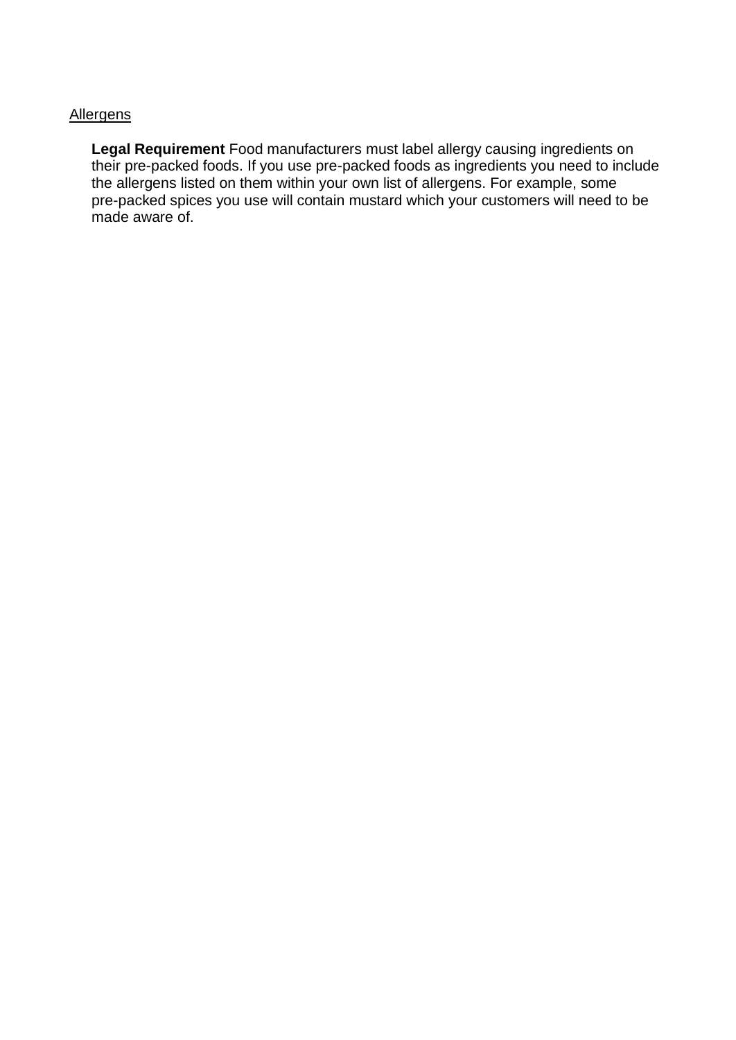<u>Allergens</u>

**Legal Requirement** Food manufacturers must label allergy causing ingredients on their pre-packed foods. If you use pre-packed foods as ingredients you need to include the allergens listed on them within your own list of allergens. For example, some pre-packed spices you use will contain mustard which your customers will need to be made aware of.